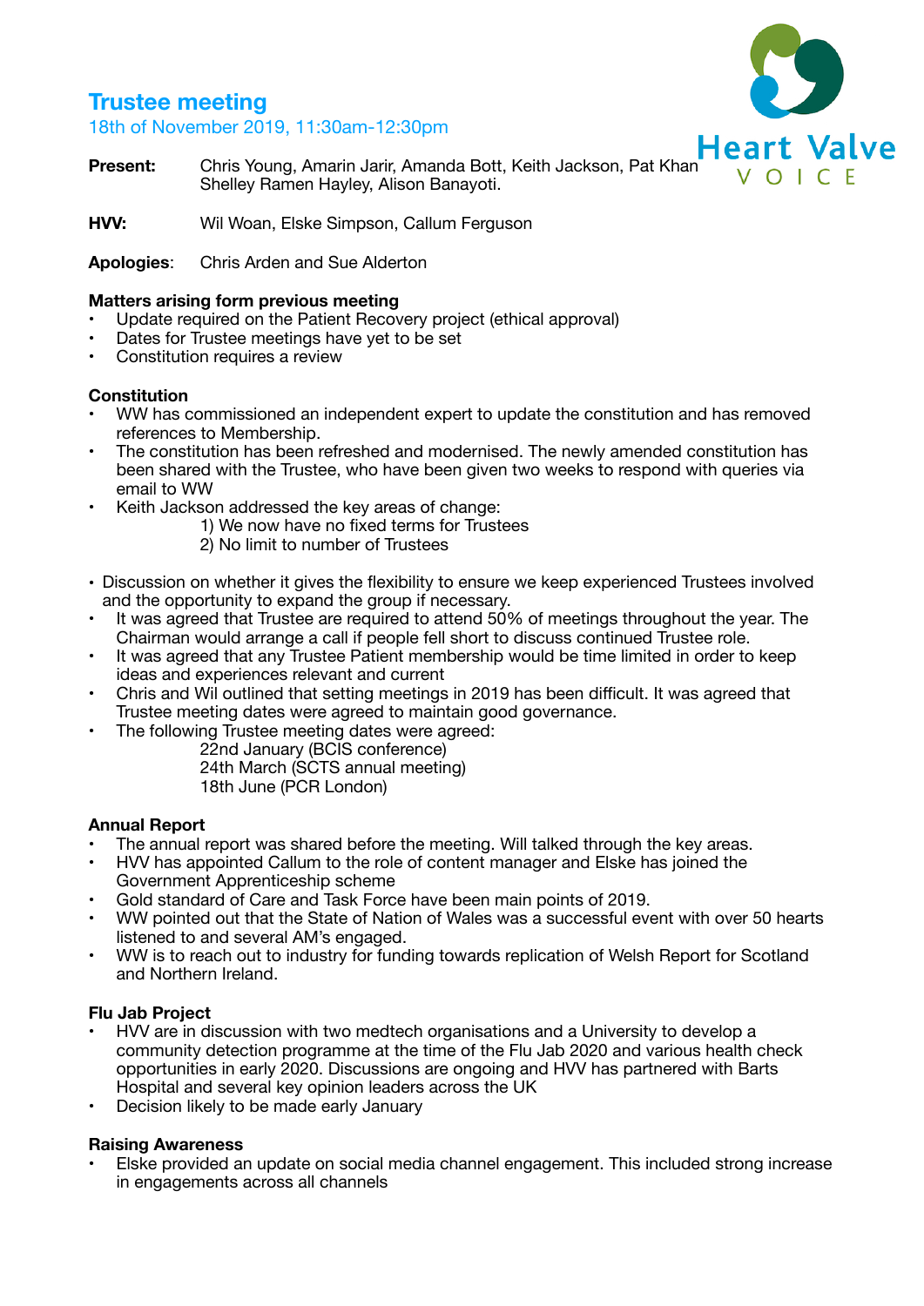# Trustee meeting

18th of November 2019, 11:30am-12:30pm

**Present:** Chris Young, Amarin Jarir, Amanda Bott, Keith Jackson, Pat Khan Shelley Ramen Hayley, Alison Banayoti.

**HVV:** Wil Woan, Elske Simpson, Callum Ferguson

**Apologies**: Chris Arden and Sue Alderton

### Matters arising form previous meeting

- Update required on the Patient Recovery project (ethical approval)
- Dates for Trustee meetings have yet to be set
- Constitution requires a review

### Constitution

- WW has commissioned an independent expert to update the constitution and has removed references to Membership.
- The constitution has been refreshed and modernised. The newly amended constitution has been shared with the Trustee, who have been given two weeks to respond with queries via email to WW
- Keith Jackson addressed the key areas of change:
  1) We now have no fixed terms for Trustees
  2) No limit to number of Trustees

- Discussion on whether it gives the flexibility to ensure we keep experienced Trustees involved and the opportunity to expand the group if necessary.
- It was agreed that Trustee are required to attend 50% of meetings throughout the year. The Chairman would arrange a call if people fell short to discuss continued Trustee role.
- It was agreed that any Trustee Patient membership would be time limited in order to keep ideas and experiences relevant and current
- Chris and Wil outlined that setting meetings in 2019 has been difficult. It was agreed that Trustee meeting dates were agreed to maintain good governance.
- The following Trustee meeting dates were agreed:
  - 22nd January (BCIS conference)
  - 24th March (SCTS annual meeting)
  - 18th June (PCR London)

### Annual Report

- The annual report was shared before the meeting. Will talked through the key areas.
- HVV has appointed Callum to the role of content manager and Elske has joined the Government Apprenticeship scheme
- Gold standard of Care and Task Force have been main points of 2019.
- WW pointed out that the State of Nation of Wales was a successful event with over 50 hearts listened to and several AM's engaged.
- WW is to reach out to industry for funding towards replication of Welsh Report for Scotland and Northern Ireland.

### Flu Jab Project

- HVV are in discussion with two medtech organisations and a University to develop a community detection programme at the time of the Flu Jab 2020 and various health check opportunities in early 2020. Discussions are ongoing and HVV has partnered with Barts Hospital and several key opinion leaders across the UK
- Decision likely to be made early January

### Raising Awareness

- Elske provided an update on social media channel engagement. This included strong increase in engagements across all channels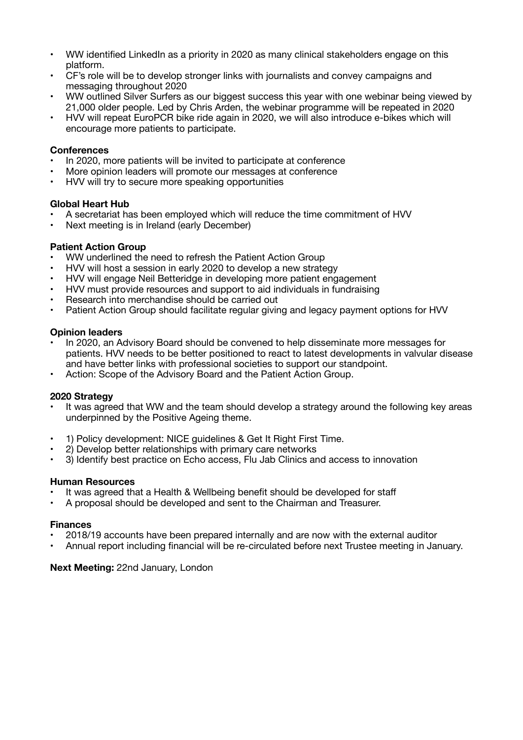- WW identified LinkedIn as a priority in 2020 as many clinical stakeholders engage on this platform.
- CF's role will be to develop stronger links with journalists and convey campaigns and messaging throughout 2020
- WW outlined Silver Surfers as our biggest success this year with one webinar being viewed by 21,000 older people. Led by Chris Arden, the webinar programme will be repeated in 2020
- HVV will repeat EuroPCR bike ride again in 2020, we will also introduce e-bikes which will encourage more patients to participate.

**Conferences**

- In 2020, more patients will be invited to participate at conference
- More opinion leaders will promote our messages at conference
- HVV will try to secure more speaking opportunities

**Global Heart Hub**

- A secretariat has been employed which will reduce the time commitment of HVV
- Next meeting is in Ireland (early December)

**Patient Action Group**

- WW underlined the need to refresh the Patient Action Group
- HVV will host a session in early 2020 to develop a new strategy
- HVV will engage Neil Betteridge in developing more patient engagement
- HVV must provide resources and support to aid individuals in fundraising
- Research into merchandise should be carried out
- Patient Action Group should facilitate regular giving and legacy payment options for HVV

**Opinion leaders**

- In 2020, an Advisory Board should be convened to help disseminate more messages for patients. HVV needs to be better positioned to react to latest developments in valvular disease and have better links with professional societies to support our standpoint.
- Action: Scope of the Advisory Board and the Patient Action Group.

**2020 Strategy**

- It was agreed that WW and the team should develop a strategy around the following key areas underpinned by the Positive Ageing theme.

- 1) Policy development: NICE guidelines & Get It Right First Time.
- 2) Develop better relationships with primary care networks
- 3) Identify best practice on Echo access, Flu Jab Clinics and access to innovation

**Human Resources**

- It was agreed that a Health & Wellbeing benefit should be developed for staff
- A proposal should be developed and sent to the Chairman and Treasurer.

**Finances**

- 2018/19 accounts have been prepared internally and are now with the external auditor
- Annual report including financial will be re-circulated before next Trustee meeting in January.

**Next Meeting:** 22nd January, London